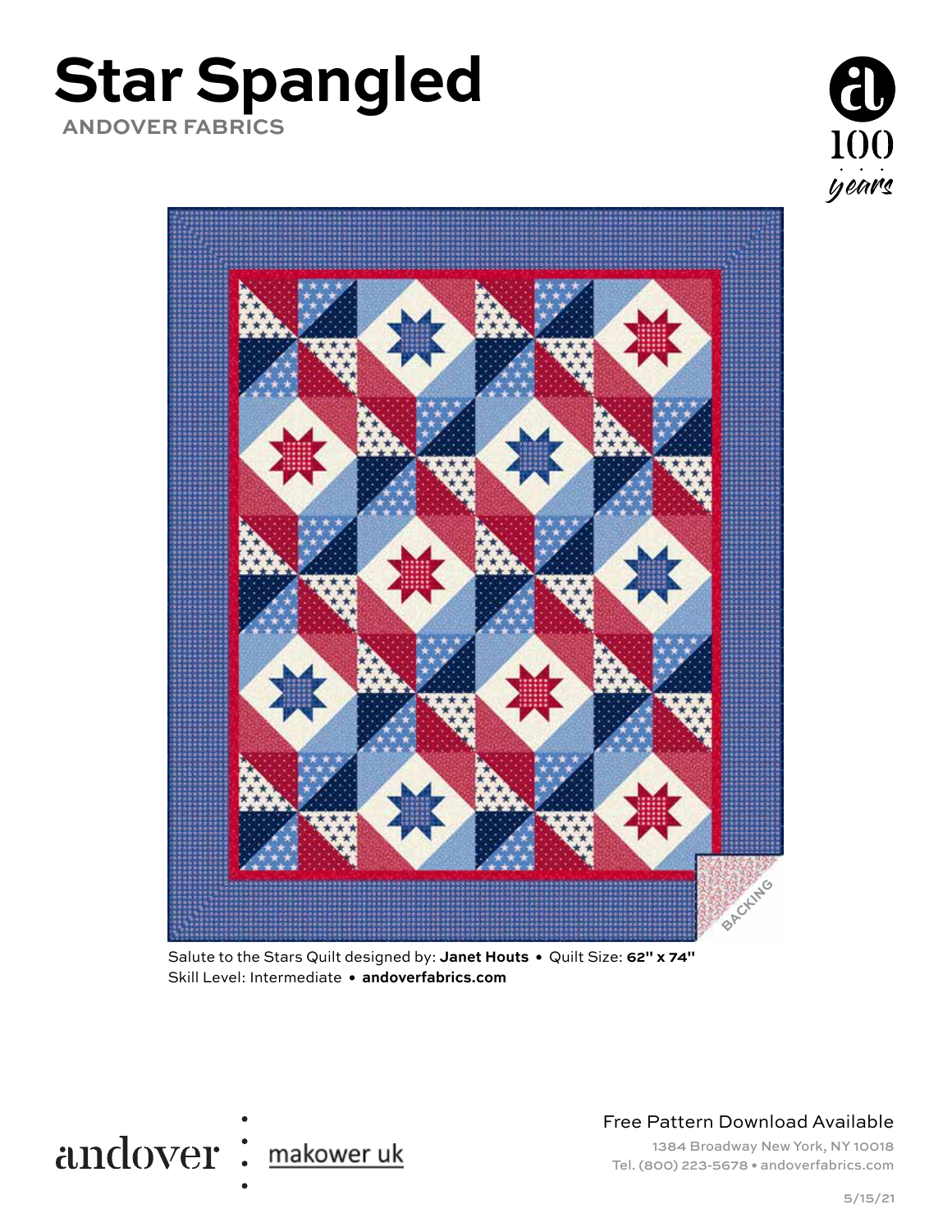# Star Spangled

**ANDOVER FABRICS**

BACKING

Salute to the Stars Quilt designed by: **Janet Houts** • Quilt Size: **62" x 74"**
Skill Level: Intermediate • **andoverfabrics.com**

andover makower uk

Free Pattern Download Available

1384 Broadway New York, NY 10018
Tel. (800) 223-5678 • andoverfabrics.com

5/15/21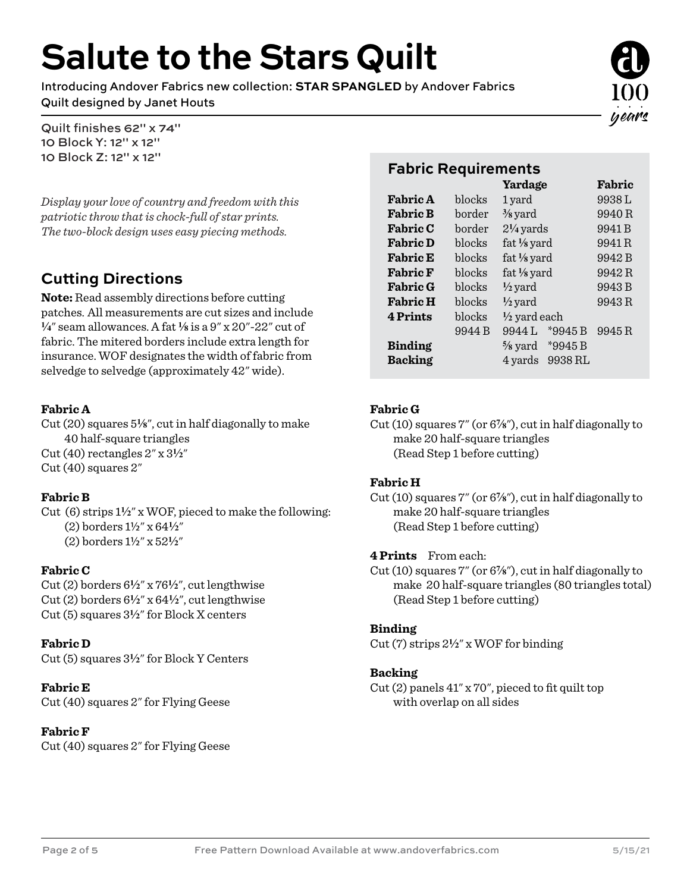# Salute to the Stars Quilt

Introducing Andover Fabrics new collection: **STAR SPANGLED** by Andover Fabrics
Quilt designed by Janet Houts

Quilt finishes 62" x 74"
10 Block Y: 12" x 12"
10 Block Z: 12" x 12"

*Display your love of country and freedom with this patriotic throw that is chock-full of star prints. The two-block design uses easy piecing methods.*

## Fabric Requirements

| | | Yardage | | Fabric |
|---|---|---|---|---|
| **Fabric A** | blocks | 1 yard | | 9938 L |
| **Fabric B** | border | ⅜ yard | | 9940 R |
| **Fabric C** | border | 2¼ yards | | 9941 B |
| **Fabric D** | blocks | fat ⅛ yard | | 9941 R |
| **Fabric E** | blocks | fat ⅛ yard | | 9942 B |
| **Fabric F** | blocks | fat ⅛ yard | | 9942 R |
| **Fabric G** | blocks | ½ yard | | 9943 B |
| **Fabric H** | blocks | ½ yard | | 9943 R |
| **4 Prints** | blocks | ½ yard each | | |
| | 9944 B | 9944 L | *9945 B | 9945 R |
| **Binding** | | ⅝ yard | *9945 B | |
| **Backing** | | 4 yards | 9938 RL | |

## Cutting Directions

**Note:** Read assembly directions before cutting patches. All measurements are cut sizes and include ¼" seam allowances. A fat ⅛ is a 9" x 20"-22" cut of fabric. The mitered borders include extra length for insurance. WOF designates the width of fabric from selvedge to selvedge (approximately 42" wide).

**Fabric A**

Cut (20) squares 5⅛", cut in half diagonally to make 40 half-square triangles
Cut (40) rectangles 2" x 3½"
Cut (40) squares 2"

**Fabric B**

Cut (6) strips 1½" x WOF, pieced to make the following:
(2) borders 1½" x 64½"
(2) borders 1½" x 52½"

**Fabric C**

Cut (2) borders 6½" x 76½", cut lengthwise
Cut (2) borders 6½" x 64½", cut lengthwise
Cut (5) squares 3½" for Block X centers

**Fabric D**

Cut (5) squares 3½" for Block Y Centers

**Fabric E**

Cut (40) squares 2" for Flying Geese

**Fabric F**

Cut (40) squares 2" for Flying Geese

**Fabric G**

Cut (10) squares 7" (or 6⅞"), cut in half diagonally to make 20 half-square triangles (Read Step 1 before cutting)

**Fabric H**

Cut (10) squares 7" (or 6⅞"), cut in half diagonally to make 20 half-square triangles (Read Step 1 before cutting)

**4 Prints** From each:

Cut (10) squares 7" (or 6⅞"), cut in half diagonally to make 20 half-square triangles (80 triangles total) (Read Step 1 before cutting)

**Binding**

Cut (7) strips 2½" x WOF for binding

**Backing**

Cut (2) panels 41" x 70", pieced to fit quilt top with overlap on all sides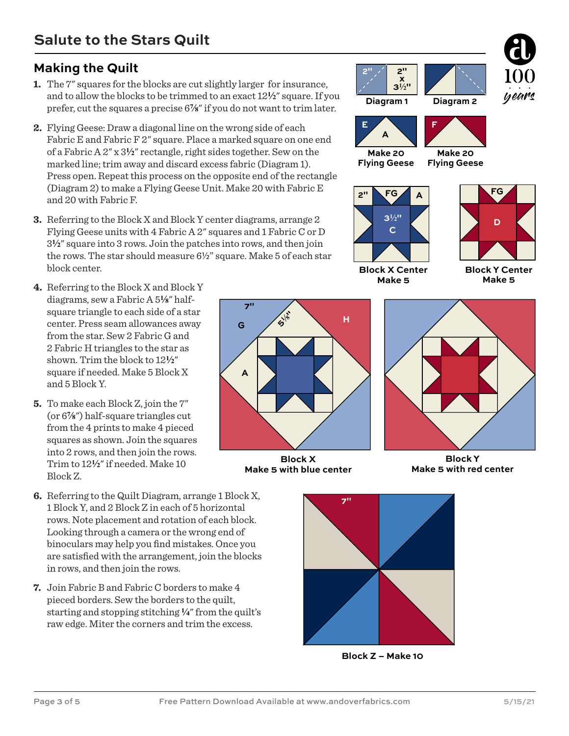# Salute to the Stars Quilt

## Making the Quilt

1. The 7″ squares for the blocks are cut slightly larger for insurance, and to allow the blocks to be trimmed to an exact 12½″ square. If you prefer, cut the squares a precise 6⅞″ if you do not want to trim later.

2. Flying Geese: Draw a diagonal line on the wrong side of each Fabric E and Fabric F 2″ square. Place a marked square on one end of a Fabric A 2″ x 3½″ rectangle, right sides together. Sew on the marked line; trim away and discard excess fabric (Diagram 1). Press open. Repeat this process on the opposite end of the rectangle (Diagram 2) to make a Flying Geese Unit. Make 20 with Fabric E and 20 with Fabric F.

3. Referring to the Block X and Block Y center diagrams, arrange 2 Flying Geese units with 4 Fabric A 2″ squares and 1 Fabric C or D 3½″ square into 3 rows. Join the patches into rows, and then join the rows. The star should measure 6½″ square. Make 5 of each star block center.

4. Referring to the Block X and Block Y diagrams, sew a Fabric A 5⅛″ half-square triangle to each side of a star center. Press seam allowances away from the star. Sew 2 Fabric G and 2 Fabric H triangles to the star as shown. Trim the block to 12½″ square if needed. Make 5 Block X and 5 Block Y.

5. To make each Block Z, join the 7″ (or 6⅞″) half-square triangles cut from the 4 prints to make 4 pieced squares as shown. Join the squares into 2 rows, and then join the rows. Trim to 12½″ if needed. Make 10 Block Z.

6. Referring to the Quilt Diagram, arrange 1 Block X, 1 Block Y, and 2 Block Z in each of 5 horizontal rows. Note placement and rotation of each block. Looking through a camera or the wrong end of binoculars may help you find mistakes. Once you are satisfied with the arrangement, join the blocks in rows, and then join the rows.

7. Join Fabric B and Fabric C borders to make 4 pieced borders. Sew the borders to the quilt, starting and stopping stitching ¼″ from the quilt's raw edge. Miter the corners and trim the excess.

Diagram 1

Diagram 2

Make 20 Flying Geese

Make 20 Flying Geese

Block X Center
Make 5

Block Y Center
Make 5

Block X
Make 5 with blue center

Block Y
Make 5 with red center

Block Z – Make 10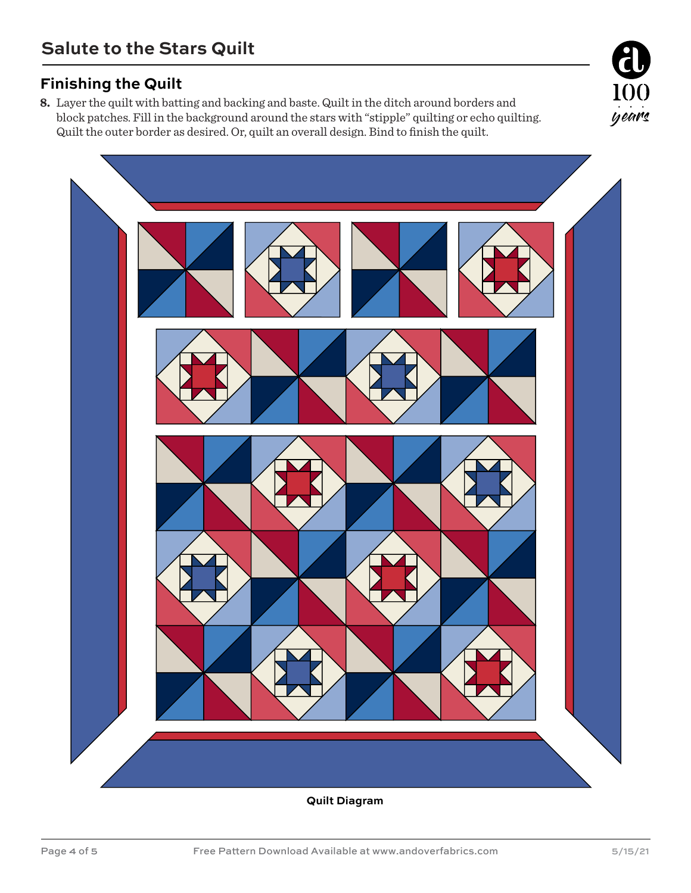## Finishing the Quilt

8. Layer the quilt with batting and backing and baste. Quilt in the ditch around borders and block patches. Fill in the background around the stars with "stipple" quilting or echo quilting. Quilt the outer border as desired. Or, quilt an overall design. Bind to finish the quilt.

**Quilt Diagram**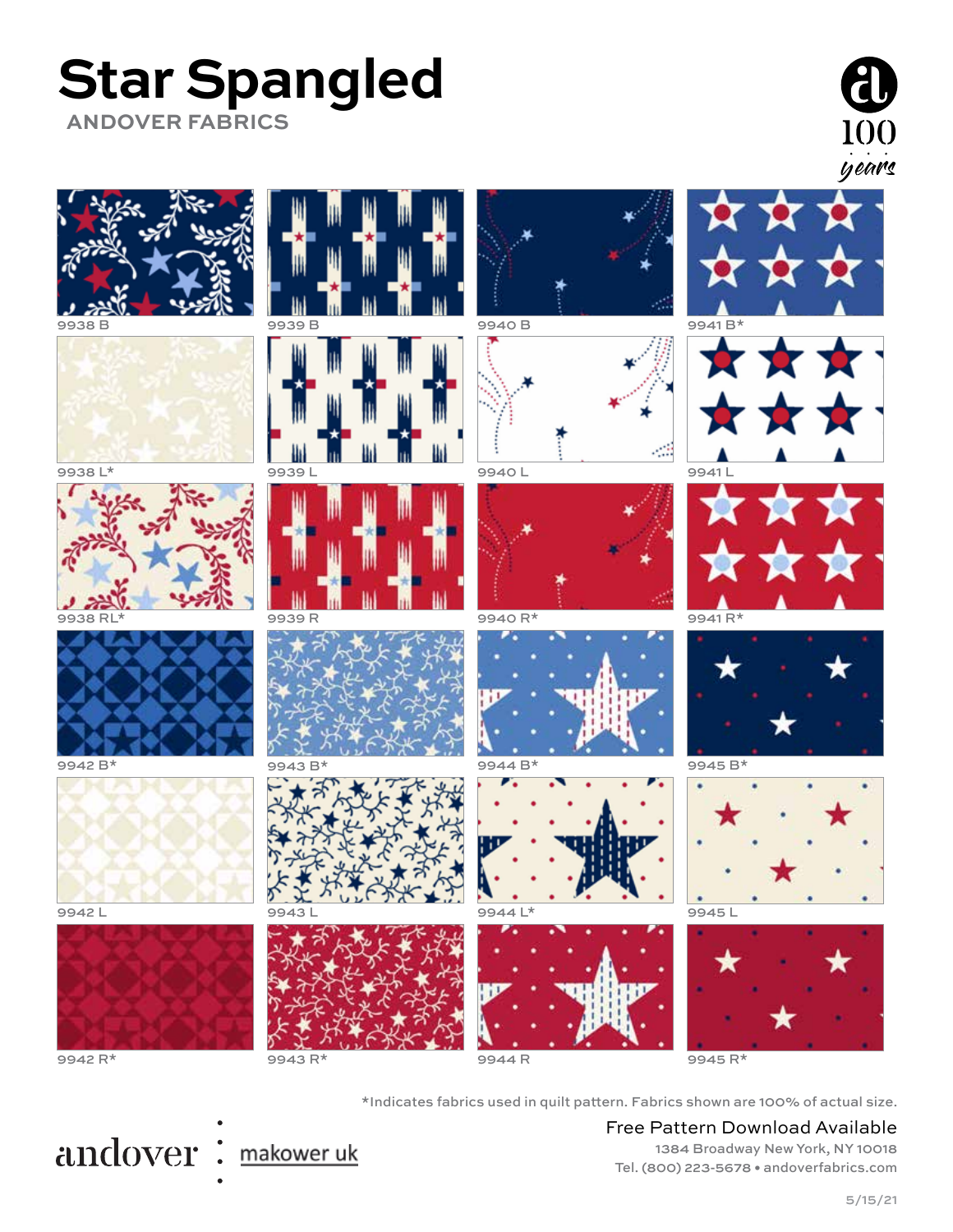# Star Spangled

ANDOVER FABRICS

100 years

9938 B

9939 B

9940 B

9941 B*

9938 L*

9939 L

9940 L

9941 L

9938 RL*

9939 R

9940 R*

9941 R*

9942 B*

9943 B*

9944 B*

9945 B*

9942 L

9943 L

9944 L*

9945 L

9942 R*

9943 R*

9944 R

9945 R*

*Indicates fabrics used in quilt pattern. Fabrics shown are 100% of actual size.

andover : makower uk

Free Pattern Download Available

1384 Broadway New York, NY 10018

Tel. (800) 223-5678 • andoverfabrics.com

5/15/21